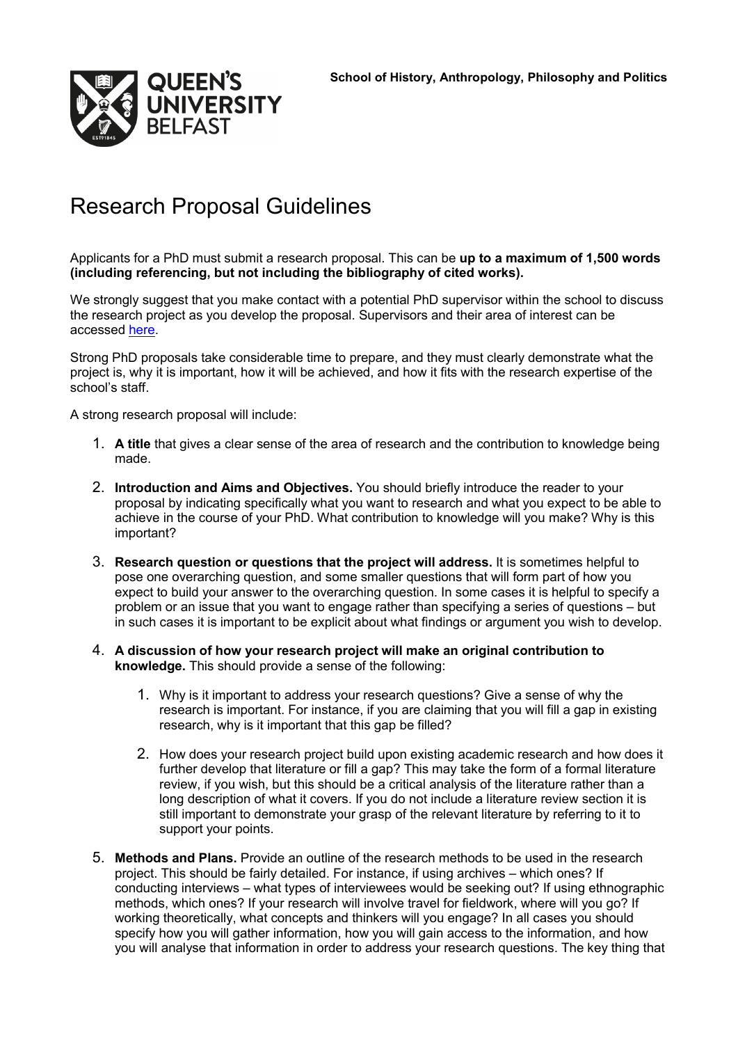School of History, Anthropology, Philosophy and Politics

# Research Proposal Guidelines

Applicants for a PhD must submit a research proposal. This can be **up to a maximum of 1,500 words (including referencing, but not including the bibliography of cited works).**

We strongly suggest that you make contact with a potential PhD supervisor within the school to discuss the research project as you develop the proposal. Supervisors and their area of interest can be accessed here.

Strong PhD proposals take considerable time to prepare, and they must clearly demonstrate what the project is, why it is important, how it will be achieved, and how it fits with the research expertise of the school's staff.

A strong research proposal will include:

1. **A title** that gives a clear sense of the area of research and the contribution to knowledge being made.
2. **Introduction and Aims and Objectives.** You should briefly introduce the reader to your proposal by indicating specifically what you want to research and what you expect to be able to achieve in the course of your PhD. What contribution to knowledge will you make? Why is this important?
3. **Research question or questions that the project will address.** It is sometimes helpful to pose one overarching question, and some smaller questions that will form part of how you expect to build your answer to the overarching question. In some cases it is helpful to specify a problem or an issue that you want to engage rather than specifying a series of questions – but in such cases it is important to be explicit about what findings or argument you wish to develop.
4. **A discussion of how your research project will make an original contribution to knowledge.** This should provide a sense of the following:
    1. Why is it important to address your research questions? Give a sense of why the research is important. For instance, if you are claiming that you will fill a gap in existing research, why is it important that this gap be filled?
    2. How does your research project build upon existing academic research and how does it further develop that literature or fill a gap? This may take the form of a formal literature review, if you wish, but this should be a critical analysis of the literature rather than a long description of what it covers. If you do not include a literature review section it is still important to demonstrate your grasp of the relevant literature by referring to it to support your points.
5. **Methods and Plans.** Provide an outline of the research methods to be used in the research project. This should be fairly detailed. For instance, if using archives – which ones? If conducting interviews – what types of interviewees would be seeking out? If using ethnographic methods, which ones? If your research will involve travel for fieldwork, where will you go? If working theoretically, what concepts and thinkers will you engage? In all cases you should specify how you will gather information, how you will gain access to the information, and how you will analyse that information in order to address your research questions. The key thing that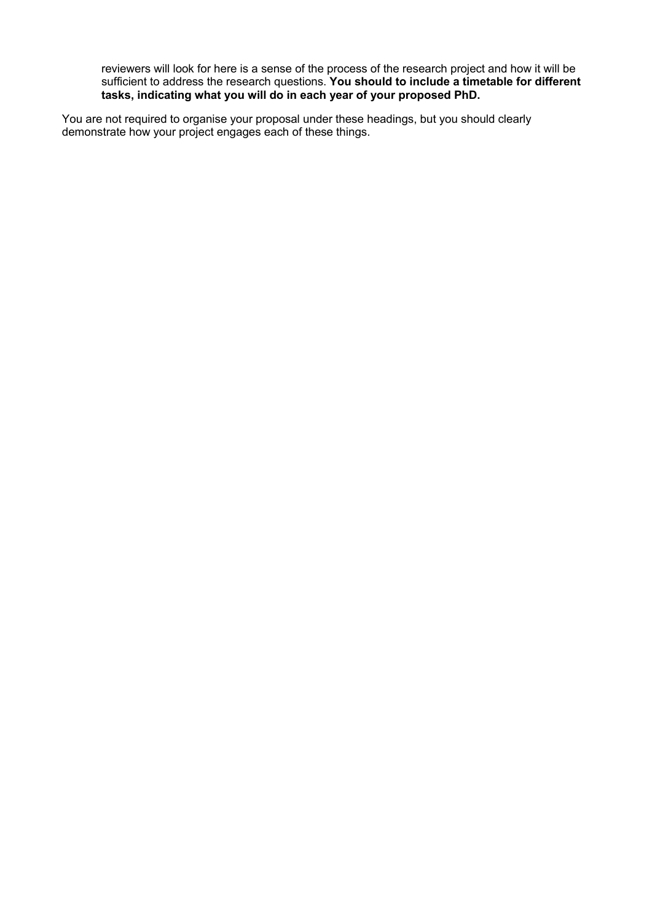reviewers will look for here is a sense of the process of the research project and how it will be sufficient to address the research questions. **You should to include a timetable for different tasks, indicating what you will do in each year of your proposed PhD.**

You are not required to organise your proposal under these headings, but you should clearly demonstrate how your project engages each of these things.